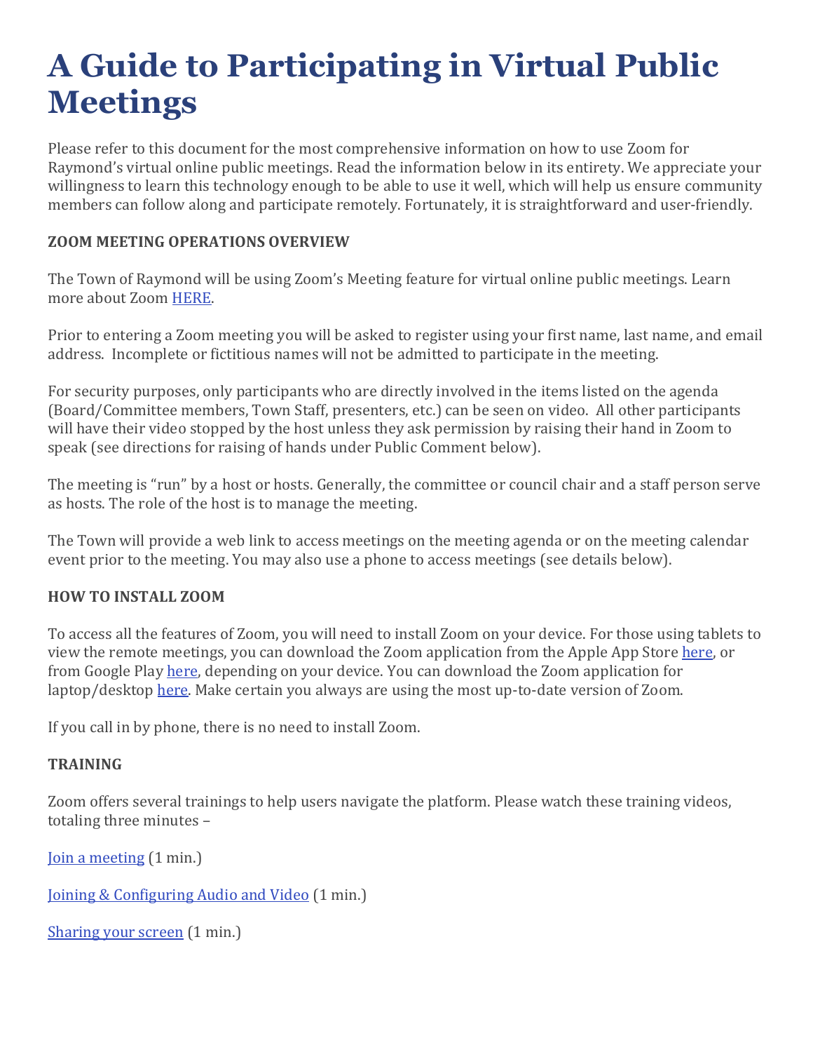# A Guide to Participating in Virtual Public Meetings

Please refer to this document for the most comprehensive information on how to use Zoom for Raymond's virtual online public meetings. Read the information below in its entirety. We appreciate your willingness to learn this technology enough to be able to use it well, which will help us ensure community members can follow along and participate remotely. Fortunately, it is straightforward and user-friendly.

**ZOOM MEETING OPERATIONS OVERVIEW**

The Town of Raymond will be using Zoom's Meeting feature for virtual online public meetings. Learn more about Zoom HERE.

Prior to entering a Zoom meeting you will be asked to register using your first name, last name, and email address. Incomplete or fictitious names will not be admitted to participate in the meeting.

For security purposes, only participants who are directly involved in the items listed on the agenda (Board/Committee members, Town Staff, presenters, etc.) can be seen on video. All other participants will have their video stopped by the host unless they ask permission by raising their hand in Zoom to speak (see directions for raising of hands under Public Comment below).

The meeting is "run" by a host or hosts. Generally, the committee or council chair and a staff person serve as hosts. The role of the host is to manage the meeting.

The Town will provide a web link to access meetings on the meeting agenda or on the meeting calendar event prior to the meeting. You may also use a phone to access meetings (see details below).

**HOW TO INSTALL ZOOM**

To access all the features of Zoom, you will need to install Zoom on your device. For those using tablets to view the remote meetings, you can download the Zoom application from the Apple App Store here, or from Google Play here, depending on your device. You can download the Zoom application for laptop/desktop here. Make certain you always are using the most up-to-date version of Zoom.

If you call in by phone, there is no need to install Zoom.

**TRAINING**

Zoom offers several trainings to help users navigate the platform. Please watch these training videos, totaling three minutes –

Join a meeting (1 min.)

Joining & Configuring Audio and Video (1 min.)

Sharing your screen (1 min.)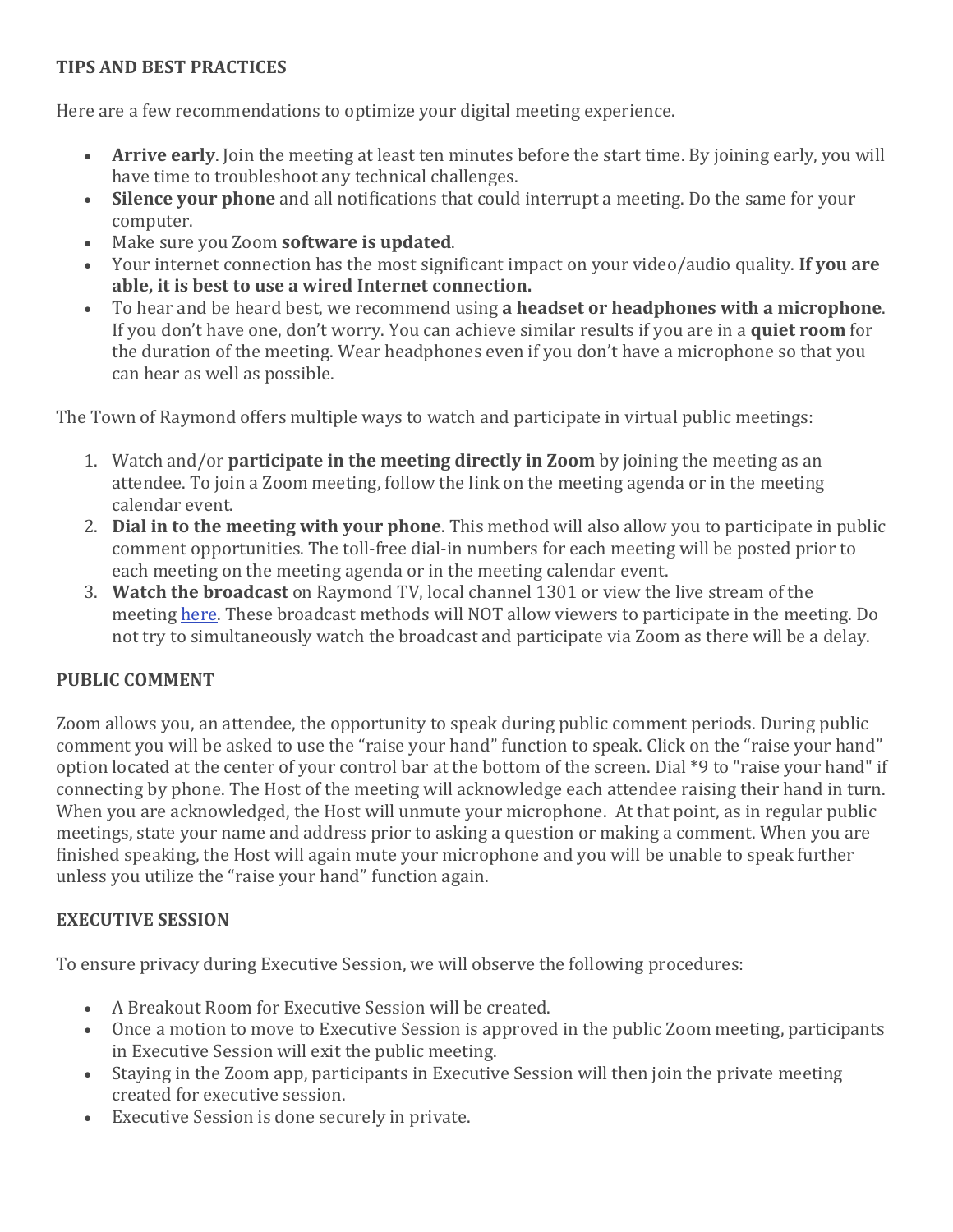## TIPS AND BEST PRACTICES

Here are a few recommendations to optimize your digital meeting experience.

- **Arrive early**. Join the meeting at least ten minutes before the start time. By joining early, you will have time to troubleshoot any technical challenges.
- **Silence your phone** and all notifications that could interrupt a meeting. Do the same for your computer.
- Make sure you Zoom **software is updated**.
- Your internet connection has the most significant impact on your video/audio quality. **If you are able, it is best to use a wired Internet connection.**
- To hear and be heard best, we recommend using **a headset or headphones with a microphone**. If you don't have one, don't worry. You can achieve similar results if you are in a **quiet room** for the duration of the meeting. Wear headphones even if you don't have a microphone so that you can hear as well as possible.

The Town of Raymond offers multiple ways to watch and participate in virtual public meetings:

1. Watch and/or **participate in the meeting directly in Zoom** by joining the meeting as an attendee. To join a Zoom meeting, follow the link on the meeting agenda or in the meeting calendar event.
2. **Dial in to the meeting with your phone**. This method will also allow you to participate in public comment opportunities. The toll-free dial-in numbers for each meeting will be posted prior to each meeting on the meeting agenda or in the meeting calendar event.
3. **Watch the broadcast** on Raymond TV, local channel 1301 or view the live stream of the meeting here. These broadcast methods will NOT allow viewers to participate in the meeting. Do not try to simultaneously watch the broadcast and participate via Zoom as there will be a delay.

## PUBLIC COMMENT

Zoom allows you, an attendee, the opportunity to speak during public comment periods. During public comment you will be asked to use the "raise your hand" function to speak. Click on the "raise your hand" option located at the center of your control bar at the bottom of the screen. Dial *9 to "raise your hand" if connecting by phone. The Host of the meeting will acknowledge each attendee raising their hand in turn. When you are acknowledged, the Host will unmute your microphone. At that point, as in regular public meetings, state your name and address prior to asking a question or making a comment. When you are finished speaking, the Host will again mute your microphone and you will be unable to speak further unless you utilize the "raise your hand" function again.

## EXECUTIVE SESSION

To ensure privacy during Executive Session, we will observe the following procedures:

- A Breakout Room for Executive Session will be created.
- Once a motion to move to Executive Session is approved in the public Zoom meeting, participants in Executive Session will exit the public meeting.
- Staying in the Zoom app, participants in Executive Session will then join the private meeting created for executive session.
- Executive Session is done securely in private.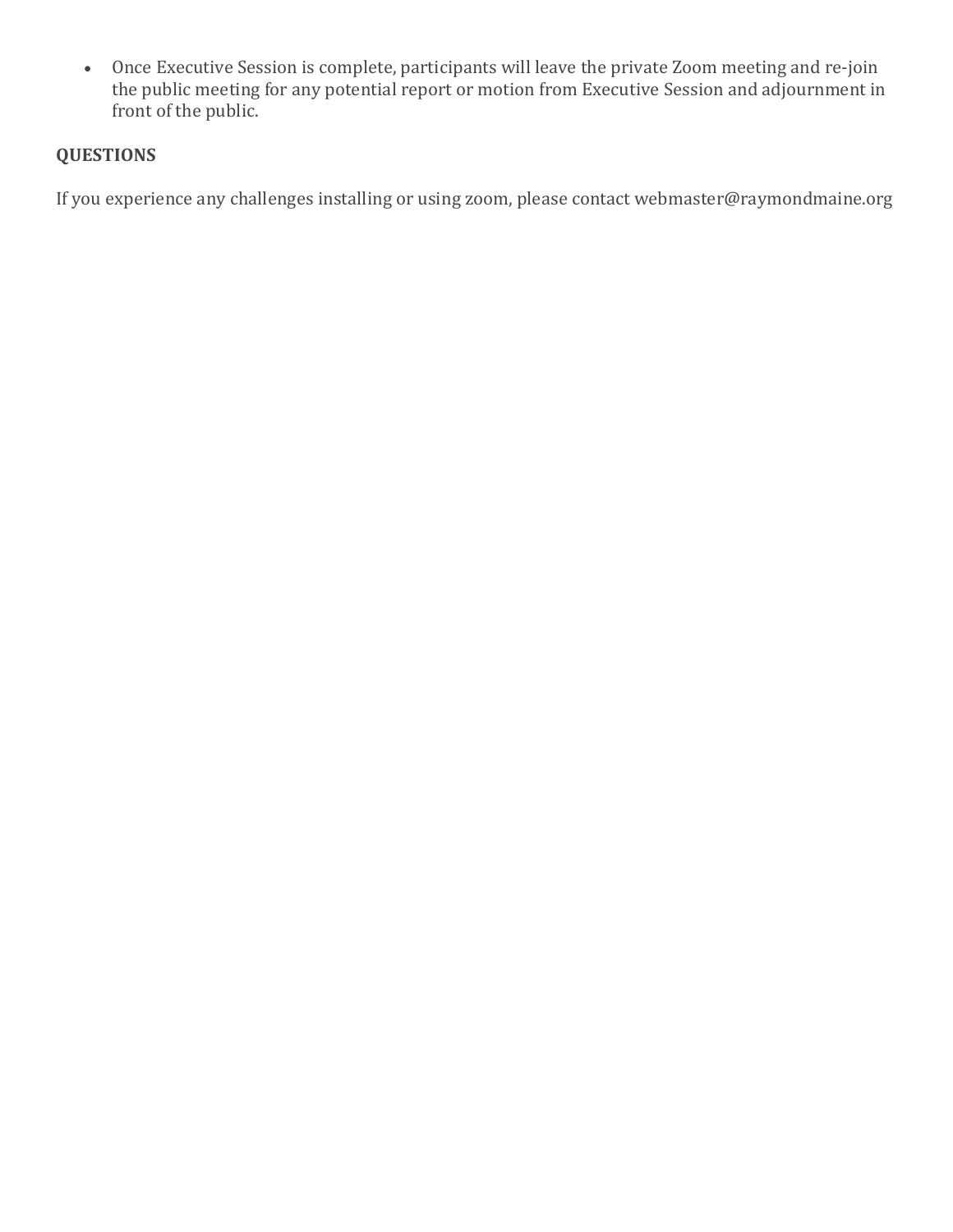- Once Executive Session is complete, participants will leave the private Zoom meeting and re-join the public meeting for any potential report or motion from Executive Session and adjournment in front of the public.

**QUESTIONS**

If you experience any challenges installing or using zoom, please contact webmaster@raymondmaine.org